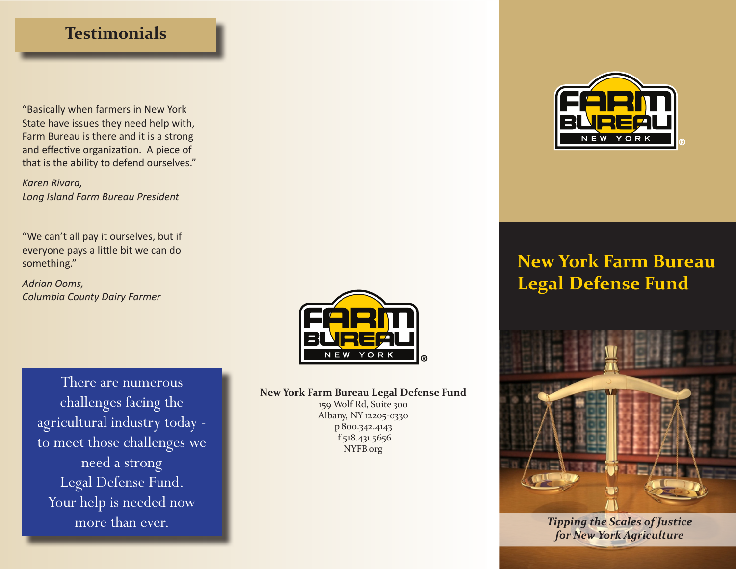## Testimonials

"Basically when farmers in New York State have issues they need help with, Farm Bureau is there and it is a strong and effective organization. A piece of that is the ability to defend ourselves."

*Karen Rivara,*
*Long Island Farm Bureau President*

"We can't all pay it ourselves, but if everyone pays a little bit we can do something."

*Adrian Ooms,*
*Columbia County Dairy Farmer*

There are numerous challenges facing the agricultural industry today - to meet those challenges we need a strong Legal Defense Fund. Your help is needed now more than ever.

FARM BUREAU NEW YORK®

**New York Farm Bureau Legal Defense Fund**
159 Wolf Rd, Suite 300
Albany, NY 12205-0330
p 800.342.4143
f 518.431.5656
NYFB.org

FARM BUREAU NEW YORK®

# New York Farm Bureau Legal Defense Fund

*Tipping the Scales of Justice for New York Agriculture*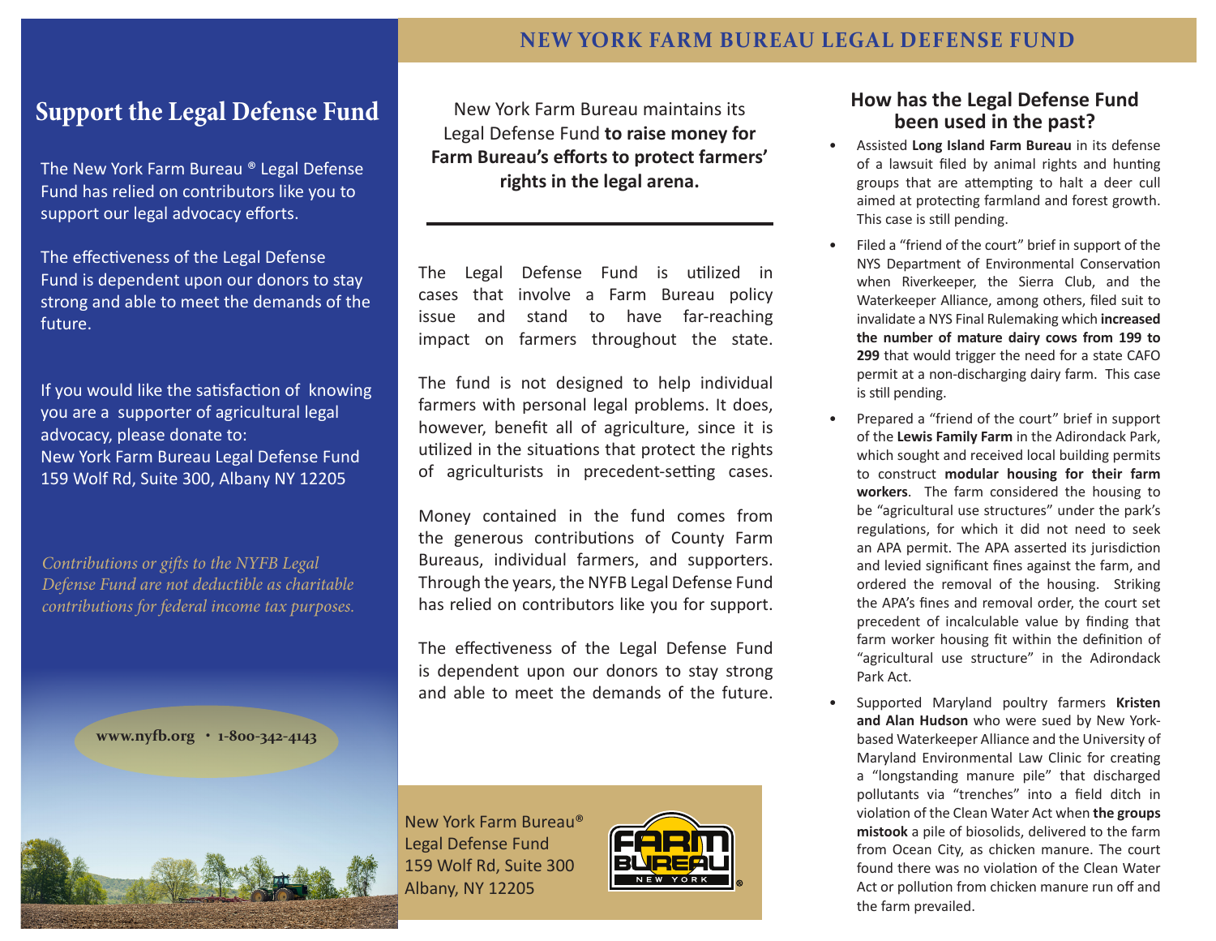## Support the Legal Defense Fund

The New York Farm Bureau ® Legal Defense Fund has relied on contributors like you to support our legal advocacy efforts.

The effectiveness of the Legal Defense Fund is dependent upon our donors to stay strong and able to meet the demands of the future.

If you would like the satisfaction of knowing you are a supporter of agricultural legal advocacy, please donate to:
New York Farm Bureau Legal Defense Fund
159 Wolf Rd, Suite 300, Albany NY 12205

*Contributions or gifts to the NYFB Legal Defense Fund are not deductible as charitable contributions for federal income tax purposes.*

www.nyfb.org • 1-800-342-4143

# NEW YORK FARM BUREAU LEGAL DEFENSE FUND

New York Farm Bureau maintains its Legal Defense Fund **to raise money for Farm Bureau's efforts to protect farmers' rights in the legal arena.**

---

The Legal Defense Fund is utilized in cases that involve a Farm Bureau policy issue and stand to have far-reaching impact on farmers throughout the state.

The fund is not designed to help individual farmers with personal legal problems. It does, however, benefit all of agriculture, since it is utilized in the situations that protect the rights of agriculturists in precedent-setting cases.

Money contained in the fund comes from the generous contributions of County Farm Bureaus, individual farmers, and supporters. Through the years, the NYFB Legal Defense Fund has relied on contributors like you for support.

The effectiveness of the Legal Defense Fund is dependent upon our donors to stay strong and able to meet the demands of the future.

New York Farm Bureau®
Legal Defense Fund
159 Wolf Rd, Suite 300
Albany, NY 12205

FARM BUREAU NEW YORK®

### How has the Legal Defense Fund been used in the past?

- Assisted **Long Island Farm Bureau** in its defense of a lawsuit filed by animal rights and hunting groups that are attempting to halt a deer cull aimed at protecting farmland and forest growth. This case is still pending.
- Filed a "friend of the court" brief in support of the NYS Department of Environmental Conservation when Riverkeeper, the Sierra Club, and the Waterkeeper Alliance, among others, filed suit to invalidate a NYS Final Rulemaking which **increased the number of mature dairy cows from 199 to 299** that would trigger the need for a state CAFO permit at a non-discharging dairy farm. This case is still pending.
- Prepared a "friend of the court" brief in support of the **Lewis Family Farm** in the Adirondack Park, which sought and received local building permits to construct **modular housing for their farm workers**. The farm considered the housing to be "agricultural use structures" under the park's regulations, for which it did not need to seek an APA permit. The APA asserted its jurisdiction and levied significant fines against the farm, and ordered the removal of the housing. Striking the APA's fines and removal order, the court set precedent of incalculable value by finding that farm worker housing fit within the definition of "agricultural use structure" in the Adirondack Park Act.
- Supported Maryland poultry farmers **Kristen and Alan Hudson** who were sued by New York-based Waterkeeper Alliance and the University of Maryland Environmental Law Clinic for creating a "longstanding manure pile" that discharged pollutants via "trenches" into a field ditch in violation of the Clean Water Act when **the groups mistook** a pile of biosolids, delivered to the farm from Ocean City, as chicken manure. The court found there was no violation of the Clean Water Act or pollution from chicken manure run off and the farm prevailed.